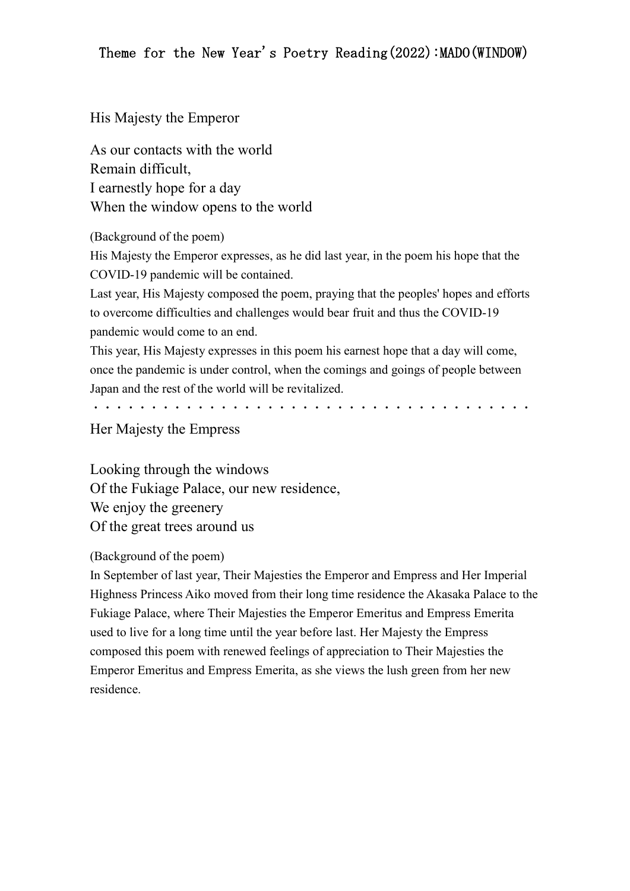# Theme for the New Year's Poetry Reading(2022):MADO(WINDOW)

## His Majesty the Emperor

As our contacts with the world
Remain difficult,
I earnestly hope for a day
When the window opens to the world

(Background of the poem)

His Majesty the Emperor expresses, as he did last year, in the poem his hope that the COVID-19 pandemic will be contained.

Last year, His Majesty composed the poem, praying that the peoples' hopes and efforts to overcome difficulties and challenges would bear fruit and thus the COVID-19 pandemic would come to an end.

This year, His Majesty expresses in this poem his earnest hope that a day will come, once the pandemic is under control, when the comings and goings of people between Japan and the rest of the world will be revitalized.

・・・・・・・・・・・・・・・・・・・・・・・・・・・・・・・・・・・・・・・

## Her Majesty the Empress

Looking through the windows
Of the Fukiage Palace, our new residence,
We enjoy the greenery
Of the great trees around us

(Background of the poem)

In September of last year, Their Majesties the Emperor and Empress and Her Imperial Highness Princess Aiko moved from their long time residence the Akasaka Palace to the Fukiage Palace, where Their Majesties the Emperor Emeritus and Empress Emerita used to live for a long time until the year before last. Her Majesty the Empress composed this poem with renewed feelings of appreciation to Their Majesties the Emperor Emeritus and Empress Emerita, as she views the lush green from her new residence.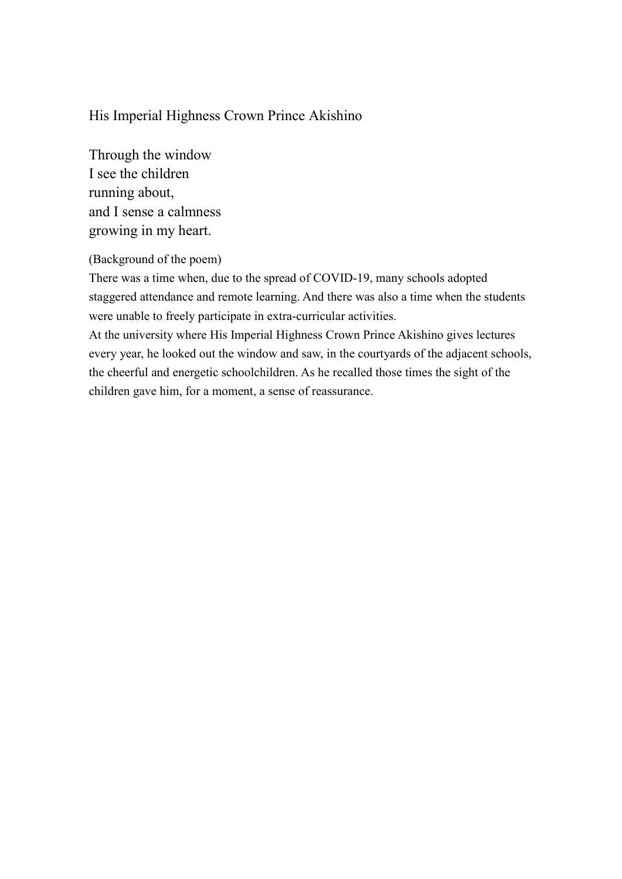His Imperial Highness Crown Prince Akishino

Through the window  
I see the children  
running about,  
and I sense a calmness  
growing in my heart.

(Background of the poem)

There was a time when, due to the spread of COVID-19, many schools adopted staggered attendance and remote learning. And there was also a time when the students were unable to freely participate in extra-curricular activities.

At the university where His Imperial Highness Crown Prince Akishino gives lectures every year, he looked out the window and saw, in the courtyards of the adjacent schools, the cheerful and energetic schoolchildren. As he recalled those times the sight of the children gave him, for a moment, a sense of reassurance.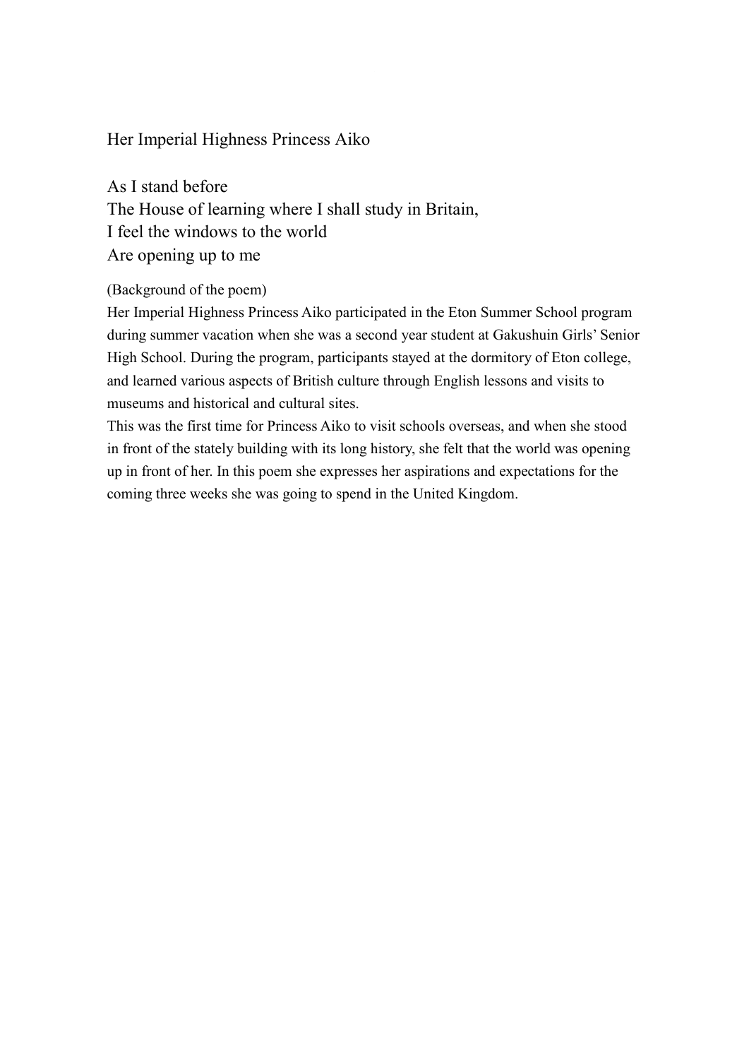Her Imperial Highness Princess Aiko

As I stand before  
The House of learning where I shall study in Britain,  
I feel the windows to the world  
Are opening up to me

(Background of the poem)

Her Imperial Highness Princess Aiko participated in the Eton Summer School program during summer vacation when she was a second year student at Gakushuin Girls' Senior High School. During the program, participants stayed at the dormitory of Eton college, and learned various aspects of British culture through English lessons and visits to museums and historical and cultural sites.

This was the first time for Princess Aiko to visit schools overseas, and when she stood in front of the stately building with its long history, she felt that the world was opening up in front of her. In this poem she expresses her aspirations and expectations for the coming three weeks she was going to spend in the United Kingdom.